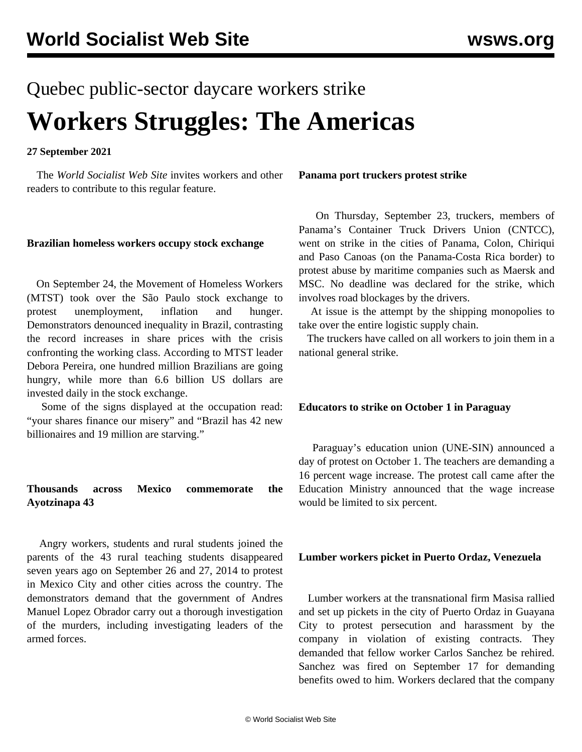Quebec public-sector daycare workers strike

# Workers Struggles: The Americas

**27 September 2021**

The *World Socialist Web Site* invites workers and other readers to contribute to this regular feature.

**Brazilian homeless workers occupy stock exchange**

On September 24, the Movement of Homeless Workers (MTST) took over the São Paulo stock exchange to protest unemployment, inflation and hunger. Demonstrators denounced inequality in Brazil, contrasting the record increases in share prices with the crisis confronting the working class. According to MTST leader Debora Pereira, one hundred million Brazilians are going hungry, while more than 6.6 billion US dollars are invested daily in the stock exchange.

Some of the signs displayed at the occupation read: "your shares finance our misery" and "Brazil has 42 new billionaires and 19 million are starving."

**Thousands across Mexico commemorate the Ayotzinapa 43**

Angry workers, students and rural students joined the parents of the 43 rural teaching students disappeared seven years ago on September 26 and 27, 2014 to protest in Mexico City and other cities across the country. The demonstrators demand that the government of Andres Manuel Lopez Obrador carry out a thorough investigation of the murders, including investigating leaders of the armed forces.

**Panama port truckers protest strike**

On Thursday, September 23, truckers, members of Panama's Container Truck Drivers Union (CNTCC), went on strike in the cities of Panama, Colon, Chiriqui and Paso Canoas (on the Panama-Costa Rica border) to protest abuse by maritime companies such as Maersk and MSC. No deadline was declared for the strike, which involves road blockages by the drivers.

At issue is the attempt by the shipping monopolies to take over the entire logistic supply chain.

The truckers have called on all workers to join them in a national general strike.

**Educators to strike on October 1 in Paraguay**

Paraguay's education union (UNE-SIN) announced a day of protest on October 1. The teachers are demanding a 16 percent wage increase. The protest call came after the Education Ministry announced that the wage increase would be limited to six percent.

**Lumber workers picket in Puerto Ordaz, Venezuela**

Lumber workers at the transnational firm Masisa rallied and set up pickets in the city of Puerto Ordaz in Guayana City to protest persecution and harassment by the company in violation of existing contracts. They demanded that fellow worker Carlos Sanchez be rehired. Sanchez was fired on September 17 for demanding benefits owed to him. Workers declared that the company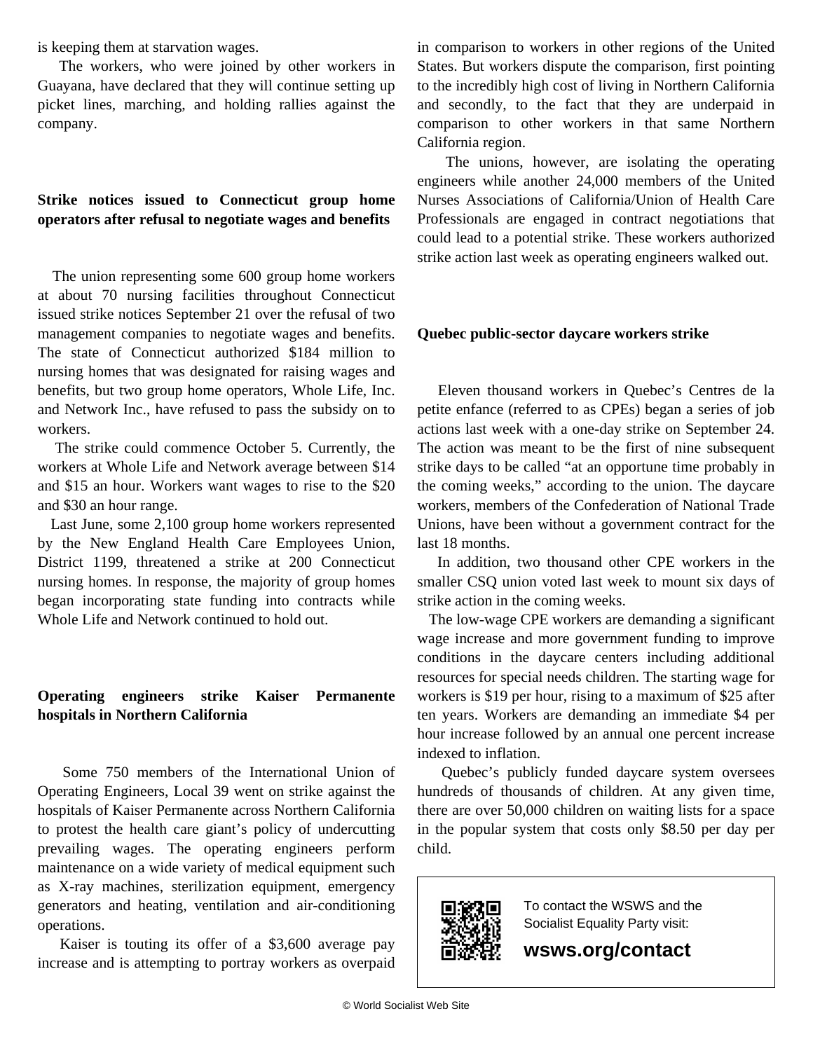is keeping them at starvation wages.

The workers, who were joined by other workers in Guayana, have declared that they will continue setting up picket lines, marching, and holding rallies against the company.

**Strike notices issued to Connecticut group home operators after refusal to negotiate wages and benefits**

The union representing some 600 group home workers at about 70 nursing facilities throughout Connecticut issued strike notices September 21 over the refusal of two management companies to negotiate wages and benefits. The state of Connecticut authorized $184 million to nursing homes that was designated for raising wages and benefits, but two group home operators, Whole Life, Inc. and Network Inc., have refused to pass the subsidy on to workers.

The strike could commence October 5. Currently, the workers at Whole Life and Network average between $14 and $15 an hour. Workers want wages to rise to the $20 and $30 an hour range.

Last June, some 2,100 group home workers represented by the New England Health Care Employees Union, District 1199, threatened a strike at 200 Connecticut nursing homes. In response, the majority of group homes began incorporating state funding into contracts while Whole Life and Network continued to hold out.

**Operating engineers strike Kaiser Permanente hospitals in Northern California**

Some 750 members of the International Union of Operating Engineers, Local 39 went on strike against the hospitals of Kaiser Permanente across Northern California to protest the health care giant's policy of undercutting prevailing wages. The operating engineers perform maintenance on a wide variety of medical equipment such as X-ray machines, sterilization equipment, emergency generators and heating, ventilation and air-conditioning operations.

Kaiser is touting its offer of a $3,600 average pay increase and is attempting to portray workers as overpaid in comparison to workers in other regions of the United States. But workers dispute the comparison, first pointing to the incredibly high cost of living in Northern California and secondly, to the fact that they are underpaid in comparison to other workers in that same Northern California region.

The unions, however, are isolating the operating engineers while another 24,000 members of the United Nurses Associations of California/Union of Health Care Professionals are engaged in contract negotiations that could lead to a potential strike. These workers authorized strike action last week as operating engineers walked out.

**Quebec public-sector daycare workers strike**

Eleven thousand workers in Quebec's Centres de la petite enfance (referred to as CPEs) began a series of job actions last week with a one-day strike on September 24. The action was meant to be the first of nine subsequent strike days to be called "at an opportune time probably in the coming weeks," according to the union. The daycare workers, members of the Confederation of National Trade Unions, have been without a government contract for the last 18 months.

In addition, two thousand other CPE workers in the smaller CSQ union voted last week to mount six days of strike action in the coming weeks.

The low-wage CPE workers are demanding a significant wage increase and more government funding to improve conditions in the daycare centers including additional resources for special needs children. The starting wage for workers is $19 per hour, rising to a maximum of $25 after ten years. Workers are demanding an immediate $4 per hour increase followed by an annual one percent increase indexed to inflation.

Quebec's publicly funded daycare system oversees hundreds of thousands of children. At any given time, there are over 50,000 children on waiting lists for a space in the popular system that costs only $8.50 per day per child.

To contact the WSWS and the Socialist Equality Party visit:

**wsws.org/contact**